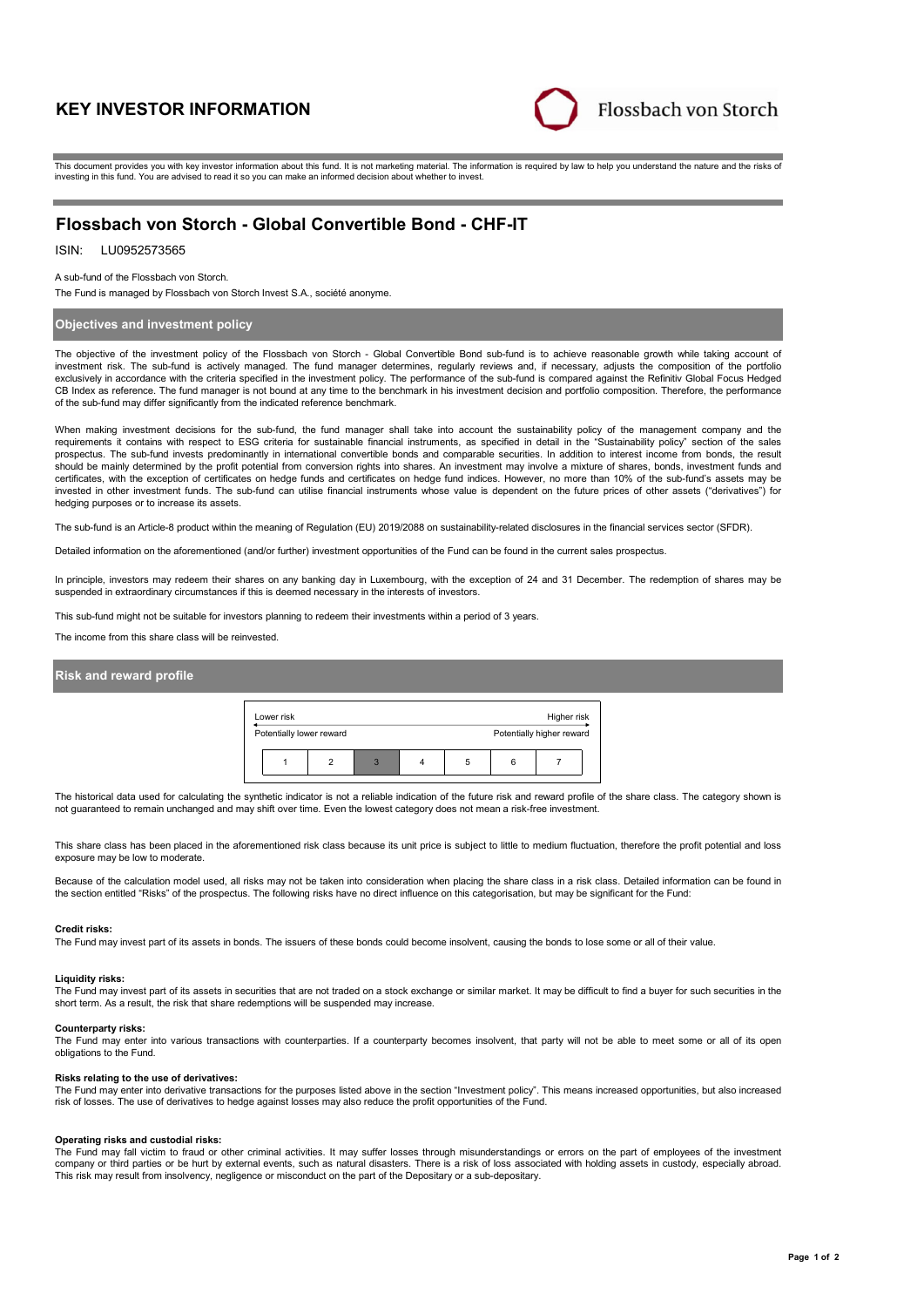# KEY INVESTOR INFORMATION

Flossbach von Storch

This document provides you with key investor information about this fund. It is not marketing material. The information is required by law to help you understand the nature and the risks of investing in this fund. You are advised to read it so you can make an informed decision about whether to invest.

## Flossbach von Storch - Global Convertible Bond - CHF-IT

ISIN: LU0952573565

A sub-fund of the Flossbach von Storch.

The Fund is managed by Flossbach von Storch Invest S.A., société anonyme.

### Objectives and investment policy

The objective of the investment policy of the Flossbach von Storch - Global Convertible Bond sub-fund is to achieve reasonable growth while taking account of investment risk. The sub-fund is actively managed. The fund manager determines, regularly reviews and, if necessary, adjusts the composition of the portfolio exclusively in accordance with the criteria specified in the investment policy. The performance of the sub-fund is compared against the Refinitiv Global Focus Hedged CB Index as reference. The fund manager is not bound at any time to the benchmark in his investment decision and portfolio composition. Therefore, the performance of the sub-fund may differ significantly from the indicated reference benchmark.

When making investment decisions for the sub-fund, the fund manager shall take into account the sustainability policy of the management company and the requirements it contains with respect to ESG criteria for sustainable financial instruments, as specified in detail in the "Sustainability policy" section of the sales prospectus. The sub-fund invests predominantly in international convertible bonds and comparable securities. In addition to interest income from bonds, the result should be mainly determined by the profit potential from conversion rights into shares. An investment may involve a mixture of shares, bonds, investment funds and certificates, with the exception of certificates on hedge funds and certificates on hedge fund indices. However, no more than 10% of the sub-fund's assets may be invested in other investment funds. The sub-fund can utilise financial instruments whose value is dependent on the future prices of other assets ("derivatives") for hedging purposes or to increase its assets.

The sub-fund is an Article-8 product within the meaning of Regulation (EU) 2019/2088 on sustainability-related disclosures in the financial services sector (SFDR).

Detailed information on the aforementioned (and/or further) investment opportunities of the Fund can be found in the current sales prospectus.

In principle, investors may redeem their shares on any banking day in Luxembourg, with the exception of 24 and 31 December. The redemption of shares may be suspended in extraordinary circumstances if this is deemed necessary in the interests of investors.

This sub-fund might not be suitable for investors planning to redeem their investments within a period of 3 years.

The income from this share class will be reinvested.

### Risk and reward profile

| Lower risk | | | | | | Higher risk |
|---|---|---|---|---|---|---|
| Potentially lower reward | | | | | | Potentially higher reward |
| 1 | 2 | **3** | 4 | 5 | 6 | 7 |

The historical data used for calculating the synthetic indicator is not a reliable indication of the future risk and reward profile of the share class. The category shown is not guaranteed to remain unchanged and may shift over time. Even the lowest category does not mean a risk-free investment.

This share class has been placed in the aforementioned risk class because its unit price is subject to little to medium fluctuation, therefore the profit potential and loss exposure may be low to moderate.

Because of the calculation model used, all risks may not be taken into consideration when placing the share class in a risk class. Detailed information can be found in the section entitled "Risks" of the prospectus. The following risks have no direct influence on this categorisation, but may be significant for the Fund:

**Credit risks:**
The Fund may invest part of its assets in bonds. The issuers of these bonds could become insolvent, causing the bonds to lose some or all of their value.

**Liquidity risks:**
The Fund may invest part of its assets in securities that are not traded on a stock exchange or similar market. It may be difficult to find a buyer for such securities in the short term. As a result, the risk that share redemptions will be suspended may increase.

**Counterparty risks:**
The Fund may enter into various transactions with counterparties. If a counterparty becomes insolvent, that party will not be able to meet some or all of its open obligations to the Fund.

**Risks relating to the use of derivatives:**
The Fund may enter into derivative transactions for the purposes listed above in the section "Investment policy". This means increased opportunities, but also increased risk of losses. The use of derivatives to hedge against losses may also reduce the profit opportunities of the Fund.

**Operating risks and custodial risks:**
The Fund may fall victim to fraud or other criminal activities. It may suffer losses through misunderstandings or errors on the part of employees of the investment company or third parties or be hurt by external events, such as natural disasters. There is a risk of loss associated with holding assets in custody, especially abroad. This risk may result from insolvency, negligence or misconduct on the part of the Depositary or a sub-depositary.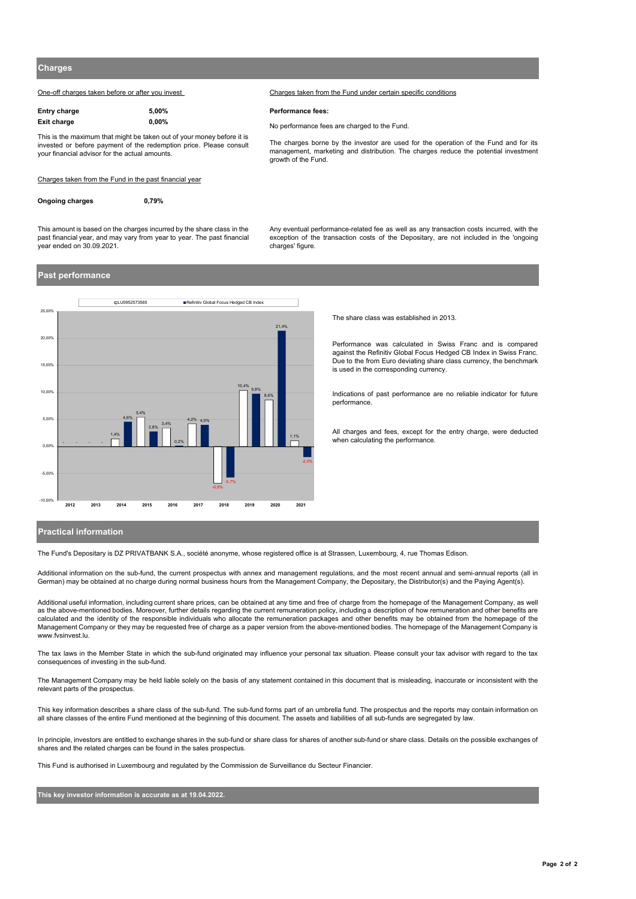## Charges

One-off charges taken before or after you invest

| | |
|---|---|
| **Entry charge** | **5,00%** |
| **Exit charge** | **0,00%** |

This is the maximum that might be taken out of your money before it is invested or before payment of the redemption price. Please consult your financial advisor for the actual amounts.

Charges taken from the Fund in the past financial year

| | |
|---|---|
| **Ongoing charges** | **0,79%** |

This amount is based on the charges incurred by the share class in the past financial year, and may vary from year to year. The past financial year ended on 30.09.2021.

Charges taken from the Fund under certain specific conditions

**Performance fees:**

No performance fees are charged to the Fund.

The charges borne by the investor are used for the operation of the Fund and for its management, marketing and distribution. The charges reduce the potential investment growth of the Fund.

Any eventual performance-related fee as well as any transaction costs incurred, with the exception of the transaction costs of the Depositary, are not included in the 'ongoing charges' figure.

## Past performance

LU0952573565
Refinitiv Global Focus Hedged CB Index

25,00%
20,00%
15,00%
10,00%
5,00%
0,00%
-5,00%
-10,00%

- - - -
1,4% 4,6% 5,4% 2,8% 3,4% 0,2% 4,2% 4,0% -6,8% -5,7% 10,4% 9,8% 8,6% 21,4% 1,1% -2,0%

2012 2013 2014 2015 2016 2017 2018 2019 2020 2021

The share class was established in 2013.

Performance was calculated in Swiss Franc and is compared against the Refinitiv Global Focus Hedged CB Index in Swiss Franc. Due to the from Euro deviating share class currency, the benchmark is used in the corresponding currency.

Indications of past performance are no reliable indicator for future performance.

All charges and fees, except for the entry charge, were deducted when calculating the performance.

## Practical information

The Fund's Depositary is DZ PRIVATBANK S.A., société anonyme, whose registered office is at Strassen, Luxembourg, 4, rue Thomas Edison.

Additional information on the sub-fund, the current prospectus with annex and management regulations, and the most recent annual and semi-annual reports (all in German) may be obtained at no charge during normal business hours from the Management Company, the Depositary, the Distributor(s) and the Paying Agent(s).

Additional useful information, including current share prices, can be obtained at any time and free of charge from the homepage of the Management Company, as well as the above-mentioned bodies. Moreover, further details regarding the current remuneration policy, including a description of how remuneration and other benefits are calculated and the identity of the responsible individuals who allocate the remuneration packages and other benefits may be obtained from the homepage of the Management Company or they may be requested free of charge as a paper version from the above-mentioned bodies. The homepage of the Management Company is www.fvsinvest.lu.

The tax laws in the Member State in which the sub-fund originated may influence your personal tax situation. Please consult your tax advisor with regard to the tax consequences of investing in the sub-fund.

The Management Company may be held liable solely on the basis of any statement contained in this document that is misleading, inaccurate or inconsistent with the relevant parts of the prospectus.

This key information describes a share class of the sub-fund. The sub-fund forms part of an umbrella fund. The prospectus and the reports may contain information on all share classes of the entire Fund mentioned at the beginning of this document. The assets and liabilities of all sub-funds are segregated by law.

In principle, investors are entitled to exchange shares in the sub-fund or share class for shares of another sub-fund or share class. Details on the possible exchanges of shares and the related charges can be found in the sales prospectus.

This Fund is authorised in Luxembourg and regulated by the Commission de Surveillance du Secteur Financier.

**This key investor information is accurate as at 19.04.2022.**